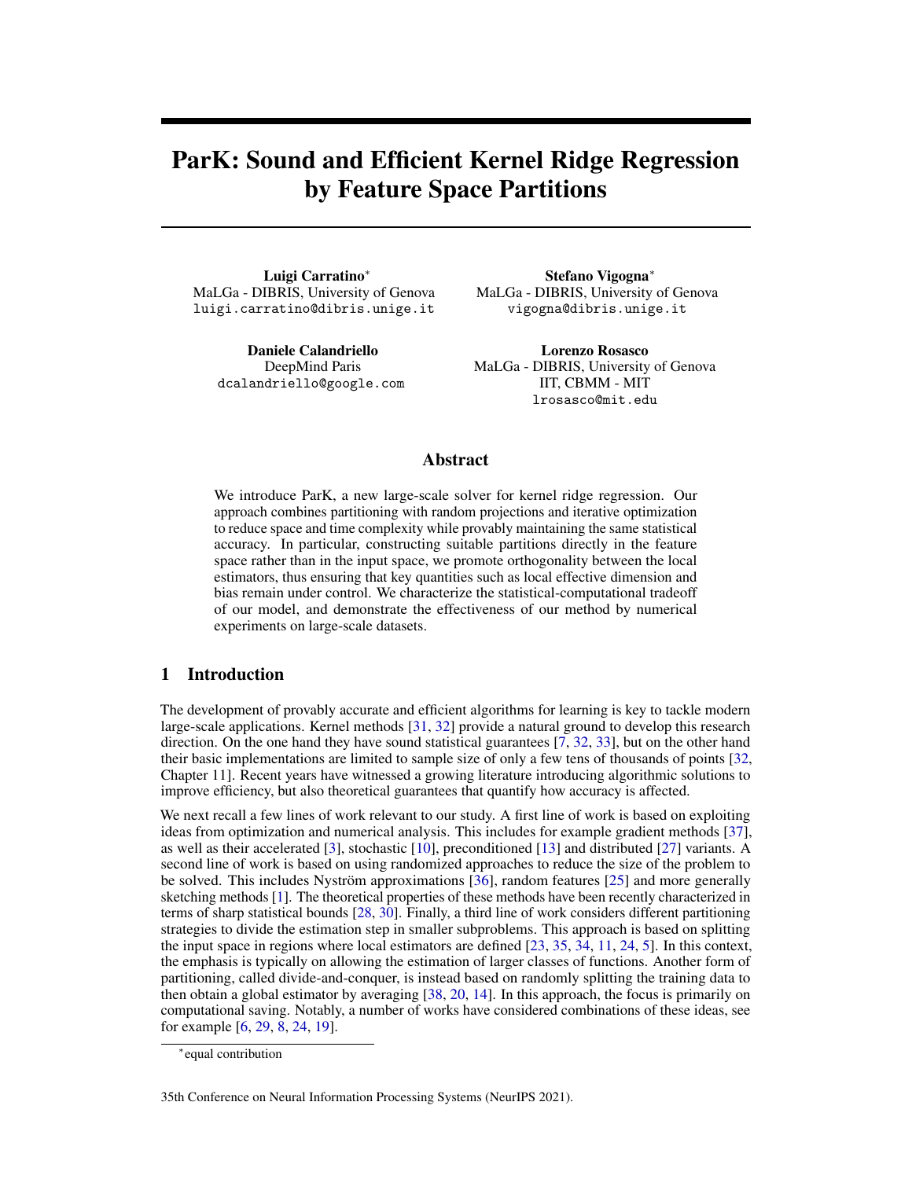# ParK: Sound and Efficient Kernel Ridge Regression by Feature Space Partitions

**Luigi Carratino***
MaLGa - DIBRIS, University of Genova
luigi.carratino@dibris.unige.it

**Stefano Vigogna***
MaLGa - DIBRIS, University of Genova
vigogna@dibris.unige.it

**Daniele Calandriello**
DeepMind Paris
dcalandriello@google.com

**Lorenzo Rosasco**
MaLGa - DIBRIS, University of Genova
IIT, CBMM - MIT
lrosasco@mit.edu

## Abstract

We introduce ParK, a new large-scale solver for kernel ridge regression. Our approach combines partitioning with random projections and iterative optimization to reduce space and time complexity while provably maintaining the same statistical accuracy. In particular, constructing suitable partitions directly in the feature space rather than in the input space, we promote orthogonality between the local estimators, thus ensuring that key quantities such as local effective dimension and bias remain under control. We characterize the statistical-computational tradeoff of our model, and demonstrate the effectiveness of our method by numerical experiments on large-scale datasets.

## 1 Introduction

The development of provably accurate and efficient algorithms for learning is key to tackle modern large-scale applications. Kernel methods [31, 32] provide a natural ground to develop this research direction. On the one hand they have sound statistical guarantees [7, 32, 33], but on the other hand their basic implementations are limited to sample size of only a few tens of thousands of points [32, Chapter 11]. Recent years have witnessed a growing literature introducing algorithmic solutions to improve efficiency, but also theoretical guarantees that quantify how accuracy is affected.

We next recall a few lines of work relevant to our study. A first line of work is based on exploiting ideas from optimization and numerical analysis. This includes for example gradient methods [37], as well as their accelerated [3], stochastic [10], preconditioned [13] and distributed [27] variants. A second line of work is based on using randomized approaches to reduce the size of the problem to be solved. This includes Nyström approximations [36], random features [25] and more generally sketching methods [1]. The theoretical properties of these methods have been recently characterized in terms of sharp statistical bounds [28, 30]. Finally, a third line of work considers different partitioning strategies to divide the estimation step in smaller subproblems. This approach is based on splitting the input space in regions where local estimators are defined [23, 35, 34, 11, 24, 5]. In this context, the emphasis is typically on allowing the estimation of larger classes of functions. Another form of partitioning, called divide-and-conquer, is instead based on randomly splitting the training data to then obtain a global estimator by averaging [38, 20, 14]. In this approach, the focus is primarily on computational saving. Notably, a number of works have considered combinations of these ideas, see for example [6, 29, 8, 24, 19].

*equal contribution

35th Conference on Neural Information Processing Systems (NeurIPS 2021).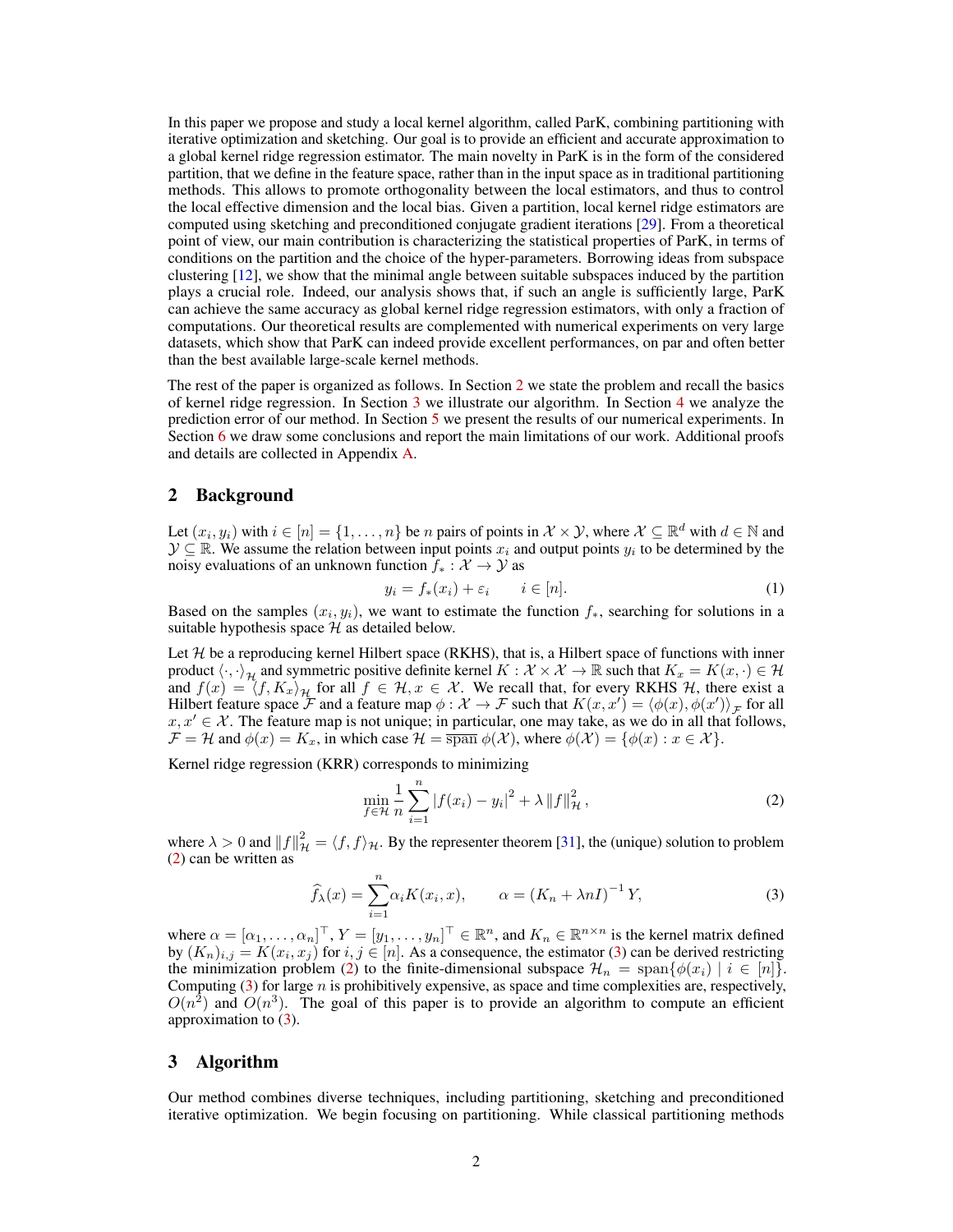In this paper we propose and study a local kernel algorithm, called ParK, combining partitioning with iterative optimization and sketching. Our goal is to provide an efficient and accurate approximation to a global kernel ridge regression estimator. The main novelty in ParK is in the form of the considered partition, that we define in the feature space, rather than in the input space as in traditional partitioning methods. This allows to promote orthogonality between the local estimators, and thus to control the local effective dimension and the local bias. Given a partition, local kernel ridge estimators are computed using sketching and preconditioned conjugate gradient iterations [29]. From a theoretical point of view, our main contribution is characterizing the statistical properties of ParK, in terms of conditions on the partition and the choice of the hyper-parameters. Borrowing ideas from subspace clustering [12], we show that the minimal angle between suitable subspaces induced by the partition plays a crucial role. Indeed, our analysis shows that, if such an angle is sufficiently large, ParK can achieve the same accuracy as global kernel ridge regression estimators, with only a fraction of computations. Our theoretical results are complemented with numerical experiments on very large datasets, which show that ParK can indeed provide excellent performances, on par and often better than the best available large-scale kernel methods.

The rest of the paper is organized as follows. In Section 2 we state the problem and recall the basics of kernel ridge regression. In Section 3 we illustrate our algorithm. In Section 4 we analyze the prediction error of our method. In Section 5 we present the results of our numerical experiments. In Section 6 we draw some conclusions and report the main limitations of our work. Additional proofs and details are collected in Appendix A.

## 2 Background

Let $(x_i, y_i)$ with $i \in [n] = \{1, \ldots, n\}$ be $n$ pairs of points in $\mathcal{X} \times \mathcal{Y}$, where $\mathcal{X} \subseteq \mathbb{R}^d$ with $d \in \mathbb{N}$ and $\mathcal{Y} \subseteq \mathbb{R}$. We assume the relation between input points $x_i$ and output points $y_i$ to be determined by the noisy evaluations of an unknown function $f_* : \mathcal{X} \to \mathcal{Y}$ as

$$y_i = f_*(x_i) + \varepsilon_i \qquad i \in [n]. \tag{1}$$

Based on the samples $(x_i, y_i)$, we want to estimate the function $f_*$, searching for solutions in a suitable hypothesis space $\mathcal{H}$ as detailed below.

Let $\mathcal{H}$ be a reproducing kernel Hilbert space (RKHS), that is, a Hilbert space of functions with inner product $\langle \cdot, \cdot \rangle_{\mathcal{H}}$ and symmetric positive definite kernel $K : \mathcal{X} \times \mathcal{X} \to \mathbb{R}$ such that $K_x = K(x, \cdot) \in \mathcal{H}$ and $f(x) = \langle f, K_x \rangle_{\mathcal{H}}$ for all $f \in \mathcal{H}, x \in \mathcal{X}$. We recall that, for every RKHS $\mathcal{H}$, there exist a Hilbert feature space $\mathcal{F}$ and a feature map $\phi : \mathcal{X} \to \mathcal{F}$ such that $K(x, x') = \langle \phi(x), \phi(x') \rangle_{\mathcal{F}}$ for all $x, x' \in \mathcal{X}$. The feature map is not unique; in particular, one may take, as we do in all that follows, $\mathcal{F} = \mathcal{H}$ and $\phi(x) = K_x$, in which case $\mathcal{H} = \overline{\operatorname{span}}\, \phi(\mathcal{X})$, where $\phi(\mathcal{X}) = \{\phi(x) : x \in \mathcal{X}\}$.

Kernel ridge regression (KRR) corresponds to minimizing

$$\min_{f \in \mathcal{H}} \frac{1}{n} \sum_{i=1}^{n} |f(x_i) - y_i|^2 + \lambda \|f\|_{\mathcal{H}}^2, \tag{2}$$

where $\lambda > 0$ and $\|f\|_{\mathcal{H}}^2 = \langle f, f \rangle_{\mathcal{H}}$. By the representer theorem [31], the (unique) solution to problem (2) can be written as

$$\widehat{f}_\lambda(x) = \sum_{i=1}^{n} \alpha_i K(x_i, x), \qquad \alpha = (K_n + \lambda n I)^{-1} Y, \tag{3}$$

where $\alpha = [\alpha_1, \ldots, \alpha_n]^\top$, $Y = [y_1, \ldots, y_n]^\top \in \mathbb{R}^n$, and $K_n \in \mathbb{R}^{n \times n}$ is the kernel matrix defined by $(K_n)_{i,j} = K(x_i, x_j)$ for $i, j \in [n]$. As a consequence, the estimator (3) can be derived restricting the minimization problem (2) to the finite-dimensional subspace $\mathcal{H}_n = \operatorname{span}\{\phi(x_i) \mid i \in [n]\}$. Computing (3) for large $n$ is prohibitively expensive, as space and time complexities are, respectively, $O(n^2)$ and $O(n^3)$. The goal of this paper is to provide an algorithm to compute an efficient approximation to (3).

## 3 Algorithm

Our method combines diverse techniques, including partitioning, sketching and preconditioned iterative optimization. We begin focusing on partitioning. While classical partitioning methods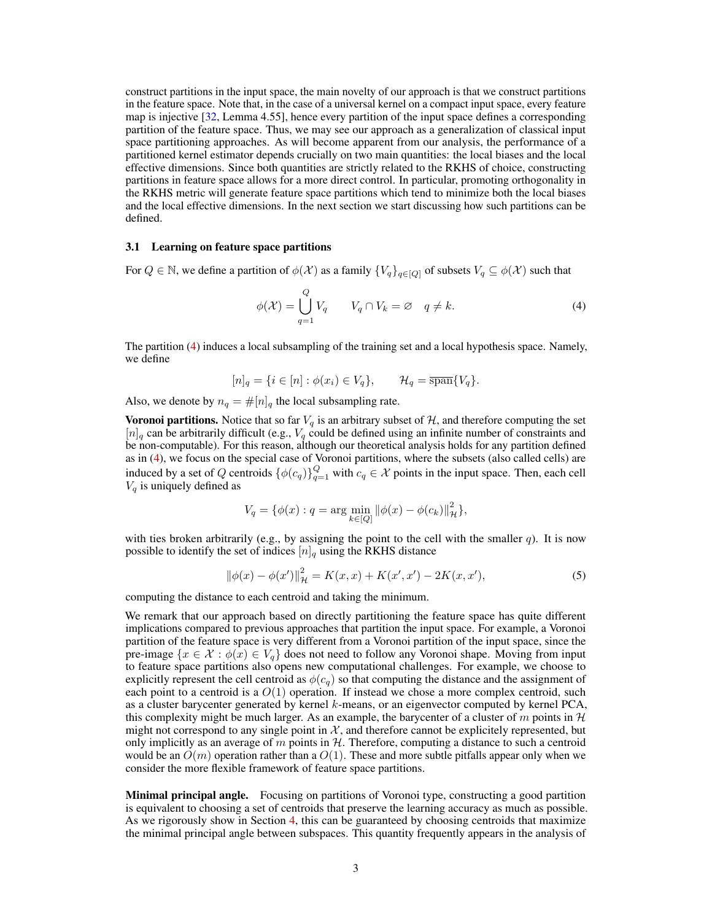construct partitions in the input space, the main novelty of our approach is that we construct partitions in the feature space. Note that, in the case of a universal kernel on a compact input space, every feature map is injective [32, Lemma 4.55], hence every partition of the input space defines a corresponding partition of the feature space. Thus, we may see our approach as a generalization of classical input space partitioning approaches. As will become apparent from our analysis, the performance of a partitioned kernel estimator depends crucially on two main quantities: the local biases and the local effective dimensions. Since both quantities are strictly related to the RKHS of choice, constructing partitions in feature space allows for a more direct control. In particular, promoting orthogonality in the RKHS metric will generate feature space partitions which tend to minimize both the local biases and the local effective dimensions. In the next section we start discussing how such partitions can be defined.

### 3.1 Learning on feature space partitions

For $Q \in \mathbb{N}$, we define a partition of $\phi(\mathcal{X})$ as a family $\{V_q\}_{q\in[Q]}$ of subsets $V_q \subseteq \phi(\mathcal{X})$ such that

$$\phi(\mathcal{X}) = \bigcup_{q=1}^{Q} V_q \qquad V_q \cap V_k = \varnothing \quad q \neq k. \tag{4}$$

The partition (4) induces a local subsampling of the training set and a local hypothesis space. Namely, we define

$$[n]_q = \{i \in [n] : \phi(x_i) \in V_q\}, \qquad \mathcal{H}_q = \overline{\operatorname{span}}\{V_q\}.$$

Also, we denote by $n_q = \#[n]_q$ the local subsampling rate.

**Voronoi partitions.** Notice that so far $V_q$ is an arbitrary subset of $\mathcal{H}$, and therefore computing the set $[n]_q$ can be arbitrarily difficult (e.g., $V_q$ could be defined using an infinite number of constraints and be non-computable). For this reason, although our theoretical analysis holds for any partition defined as in (4), we focus on the special case of Voronoi partitions, where the subsets (also called cells) are induced by a set of $Q$ centroids $\{\phi(c_q)\}_{q=1}^{Q}$ with $c_q \in \mathcal{X}$ points in the input space. Then, each cell $V_q$ is uniquely defined as

$$V_q = \{\phi(x) : q = \arg\min_{k\in[Q]} \|\phi(x) - \phi(c_k)\|^2_{\mathcal{H}}\},$$

with ties broken arbitrarily (e.g., by assigning the point to the cell with the smaller $q$). It is now possible to identify the set of indices $[n]_q$ using the RKHS distance

$$\|\phi(x) - \phi(x')\|^2_{\mathcal{H}} = K(x, x) + K(x', x') - 2K(x, x'), \tag{5}$$

computing the distance to each centroid and taking the minimum.

We remark that our approach based on directly partitioning the feature space has quite different implications compared to previous approaches that partition the input space. For example, a Voronoi partition of the feature space is very different from a Voronoi partition of the input space, since the pre-image $\{x \in \mathcal{X} : \phi(x) \in V_q\}$ does not need to follow any Voronoi shape. Moving from input to feature space partitions also opens new computational challenges. For example, we choose to explicitly represent the cell centroid as $\phi(c_q)$ so that computing the distance and the assignment of each point to a centroid is a $O(1)$ operation. If instead we chose a more complex centroid, such as a cluster barycenter generated by kernel $k$-means, or an eigenvector computed by kernel PCA, this complexity might be much larger. As an example, the barycenter of a cluster of $m$ points in $\mathcal{H}$ might not correspond to any single point in $\mathcal{X}$, and therefore cannot be explicitely represented, but only implicitly as an average of $m$ points in $\mathcal{H}$. Therefore, computing a distance to such a centroid would be an $O(m)$ operation rather than a $O(1)$. These and more subtle pitfalls appear only when we consider the more flexible framework of feature space partitions.

**Minimal principal angle.** Focusing on partitions of Voronoi type, constructing a good partition is equivalent to choosing a set of centroids that preserve the learning accuracy as much as possible. As we rigorously show in Section 4, this can be guaranteed by choosing centroids that maximize the minimal principal angle between subspaces. This quantity frequently appears in the analysis of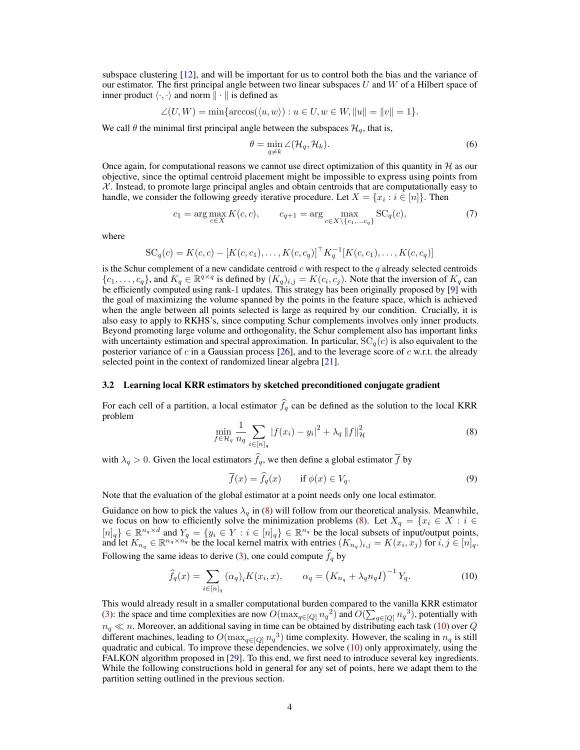subspace clustering [12], and will be important for us to control both the bias and the variance of our estimator. The first principal angle between two linear subspaces $U$ and $W$ of a Hilbert space of inner product $\langle \cdot, \cdot \rangle$ and norm $\| \cdot \|$ is defined as

$$\angle(U, W) = \min\{\arccos(\langle u, w \rangle) : u \in U, w \in W, \|u\| = \|v\| = 1\}.$$

We call $\theta$ the minimal first principal angle between the subspaces $\mathcal{H}_q$, that is,

$$\theta = \min_{q \neq k} \angle(\mathcal{H}_q, \mathcal{H}_k). \tag{6}$$

Once again, for computational reasons we cannot use direct optimization of this quantity in $\mathcal{H}$ as our objective, since the optimal centroid placement might be impossible to express using points from $\mathcal{X}$. Instead, to promote large principal angles and obtain centroids that are computationally easy to handle, we consider the following greedy iterative procedure. Let $X = \{x_i : i \in [n]\}$. Then

$$c_1 = \arg\max_{c \in X} K(c, c), \qquad c_{q+1} = \arg\max_{c \in X \setminus \{c_1, \ldots c_q\}} \mathrm{SC}_q(c), \tag{7}$$

where

$$\mathrm{SC}_q(c) = K(c, c) - [K(c, c_1), \ldots, K(c, c_q)]^\top K_q^{-1} [K(c, c_1), \ldots, K(c, c_q)]$$

is the Schur complement of a new candidate centroid $c$ with respect to the $q$ already selected centroids $\{c_1, \ldots, c_q\}$, and $K_q \in \mathbb{R}^{q \times q}$ is defined by $(K_q)_{i,j} = K(c_i, c_j)$. Note that the inversion of $K_q$ can be efficiently computed using rank-1 updates. This strategy has been originally proposed by [9] with the goal of maximizing the volume spanned by the points in the feature space, which is achieved when the angle between all points selected is large as required by our condition. Crucially, it is also easy to apply to RKHS's, since computing Schur complements involves only inner products. Beyond promoting large volume and orthogonality, the Schur complement also has important links with uncertainty estimation and spectral approximation. In particular, $\mathrm{SC}_q(c)$ is also equivalent to the posterior variance of $c$ in a Gaussian process [26], and to the leverage score of $c$ w.r.t. the already selected point in the context of randomized linear algebra [21].

### 3.2 Learning local KRR estimators by sketched preconditioned conjugate gradient

For each cell of a partition, a local estimator $\widehat{f}_q$ can be defined as the solution to the local KRR problem

$$\min_{f \in \mathcal{H}_q} \frac{1}{n_q} \sum_{i \in [n]_q} |f(x_i) - y_i|^2 + \lambda_q \|f\|_{\mathcal{H}}^2 \tag{8}$$

with $\lambda_q > 0$. Given the local estimators $\widehat{f}_q$, we then define a global estimator $\overline{f}$ by

$$\overline{f}(x) = \widehat{f}_q(x) \qquad \text{if } \phi(x) \in V_q. \tag{9}$$

Note that the evaluation of the global estimator at a point needs only one local estimator.

Guidance on how to pick the values $\lambda_q$ in (8) will follow from our theoretical analysis. Meanwhile, we focus on how to efficiently solve the minimization problems (8). Let $X_q = \{x_i \in X : i \in [n]_q\} \in \mathbb{R}^{n_q \times d}$ and $Y_q = \{y_i \in Y : i \in [n]_q\} \in \mathbb{R}^{n_q}$ be the local subsets of input/output points, and let $K_{n_q} \in \mathbb{R}^{n_q \times n_q}$ be the local kernel matrix with entries $(K_{n_q})_{i,j} = K(x_i, x_j)$ for $i, j \in [n]_q$. Following the same ideas to derive (3), one could compute $\widehat{f}_q$ by

$$\widehat{f}_q(x) = \sum_{i \in [n]_q} (\alpha_q)_i K(x_i, x), \qquad \alpha_q = \left(K_{n_q} + \lambda_q n_q I\right)^{-1} Y_q. \tag{10}$$

This would already result in a smaller computational burden compared to the vanilla KRR estimator (3): the space and time complexities are now $O(\max_{q \in [Q]} {n_q}^2)$ and $O(\sum_{q \in [Q]} {n_q}^3)$, potentially with $n_q \ll n$. Moreover, an additional saving in time can be obtained by distributing each task (10) over $Q$ different machines, leading to $O(\max_{q \in [Q]} {n_q}^3)$ time complexity. However, the scaling in $n_q$ is still quadratic and cubical. To improve these dependencies, we solve (10) only approximately, using the FALKON algorithm proposed in [29]. To this end, we first need to introduce several key ingredients. While the following constructions hold in general for any set of points, here we adapt them to the partition setting outlined in the previous section.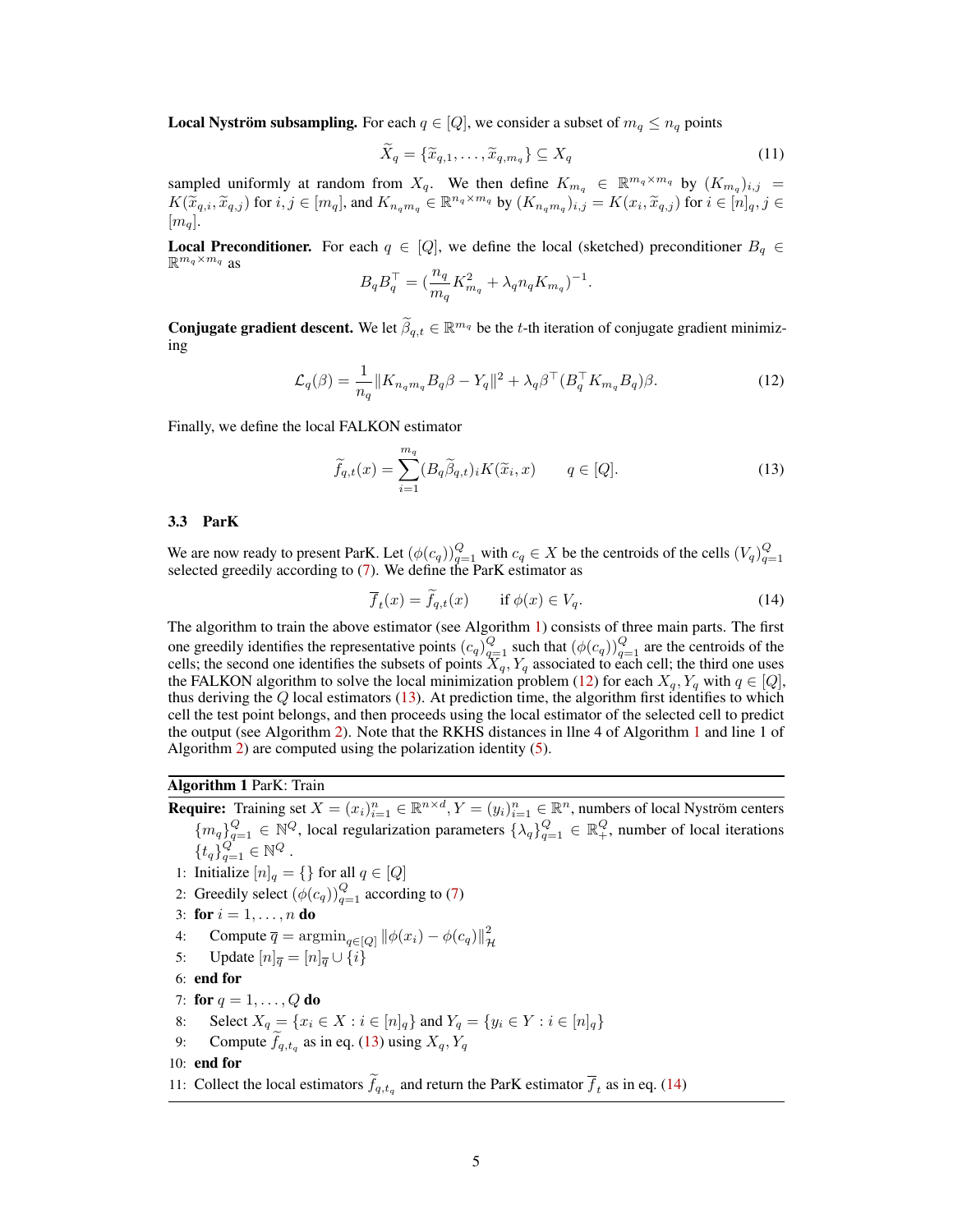**Local Nyström subsampling.** For each $q \in [Q]$, we consider a subset of $m_q \leq n_q$ points

$$\widetilde{X}_q = \{\widetilde{x}_{q,1}, \ldots, \widetilde{x}_{q,m_q}\} \subseteq X_q \tag{11}$$

sampled uniformly at random from $X_q$. We then define $K_{m_q} \in \mathbb{R}^{m_q \times m_q}$ by $(K_{m_q})_{i,j} = K(\widetilde{x}_{q,i}, \widetilde{x}_{q,j})$ for $i, j \in [m_q]$, and $K_{n_q m_q} \in \mathbb{R}^{n_q \times m_q}$ by $(K_{n_q m_q})_{i,j} = K(x_i, \widetilde{x}_{q,j})$ for $i \in [n]_q, j \in [m_q]$.

**Local Preconditioner.** For each $q \in [Q]$, we define the local (sketched) preconditioner $B_q \in \mathbb{R}^{m_q \times m_q}$ as

$$B_q B_q^\top = (\frac{n_q}{m_q} K_{m_q}^2 + \lambda_q n_q K_{m_q})^{-1}.$$

**Conjugate gradient descent.** We let $\widetilde{\beta}_{q,t} \in \mathbb{R}^{m_q}$ be the $t$-th iteration of conjugate gradient minimizing

$$\mathcal{L}_q(\beta) = \frac{1}{n_q} \|K_{n_q m_q} B_q \beta - Y_q\|^2 + \lambda_q \beta^\top (B_q^\top K_{m_q} B_q) \beta. \tag{12}$$

Finally, we define the local FALKON estimator

$$\widetilde{f}_{q,t}(x) = \sum_{i=1}^{m_q} (B_q \widetilde{\beta}_{q,t})_i K(\widetilde{x}_i, x) \qquad q \in [Q]. \tag{13}$$

### 3.3 ParK

We are now ready to present ParK. Let $(\phi(c_q))_{q=1}^Q$ with $c_q \in X$ be the centroids of the cells $(V_q)_{q=1}^Q$ selected greedily according to (7). We define the ParK estimator as

$$\overline{f}_t(x) = \widetilde{f}_{q,t}(x) \qquad \text{if } \phi(x) \in V_q. \tag{14}$$

The algorithm to train the above estimator (see Algorithm 1) consists of three main parts. The first one greedily identifies the representative points $(c_q)_{q=1}^Q$ such that $(\phi(c_q))_{q=1}^Q$ are the centroids of the cells; the second one identifies the subsets of points $X_q, Y_q$ associated to each cell; the third one uses the FALKON algorithm to solve the local minimization problem (12) for each $X_q, Y_q$ with $q \in [Q]$, thus deriving the $Q$ local estimators (13). At prediction time, the algorithm first identifies to which cell the test point belongs, and then proceeds using the local estimator of the selected cell to predict the output (see Algorithm 2). Note that the RKHS distances in llne 4 of Algorithm 1 and line 1 of Algorithm 2) are computed using the polarization identity (5).

**Algorithm 1** ParK: Train

**Require:** Training set $X = (x_i)_{i=1}^n \in \mathbb{R}^{n \times d}$, $Y = (y_i)_{i=1}^n \in \mathbb{R}^n$, numbers of local Nyström centers $\{m_q\}_{q=1}^Q \in \mathbb{N}^Q$, local regularization parameters $\{\lambda_q\}_{q=1}^Q \in \mathbb{R}_+^Q$, number of local iterations $\{t_q\}_{q=1}^Q \in \mathbb{N}^Q$ .

1: Initialize $[n]_q = \{\}$ for all $q \in [Q]$
2: Greedily select $(\phi(c_q))_{q=1}^Q$ according to (7)
3: **for** $i = 1, \ldots, n$ **do**
4: Compute $\overline{q} = \operatorname{argmin}_{q \in [Q]} \|\phi(x_i) - \phi(c_q)\|_{\mathcal{H}}^2$
5: Update $[n]_{\overline{q}} = [n]_{\overline{q}} \cup \{i\}$
6: **end for**
7: **for** $q = 1, \ldots, Q$ **do**
8: Select $X_q = \{x_i \in X : i \in [n]_q\}$ and $Y_q = \{y_i \in Y : i \in [n]_q\}$
9: Compute $\widetilde{f}_{q,t_q}$ as in eq. (13) using $X_q, Y_q$
10: **end for**
11: Collect the local estimators $\widetilde{f}_{q,t_q}$ and return the ParK estimator $\overline{f}_t$ as in eq. (14)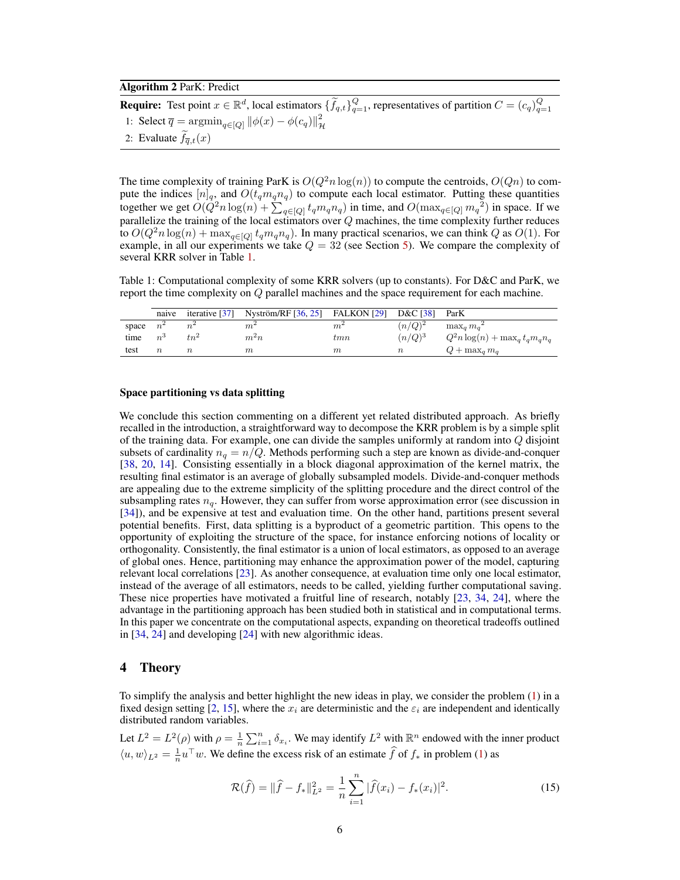**Algorithm 2** ParK: Predict

---

**Require:** Test point $x \in \mathbb{R}^d$, local estimators $\{\widetilde{f}_{q,t}\}_{q=1}^{Q}$, representatives of partition $C = (c_q)_{q=1}^{Q}$

1: Select $\overline{q} = \operatorname{argmin}_{q \in [Q]} \|\phi(x) - \phi(c_q)\|_{\mathcal{H}}^2$

2: Evaluate $\widetilde{f}_{\overline{q},t}(x)$

---

The time complexity of training ParK is $O(Q^2 n \log(n))$ to compute the centroids, $O(Qn)$ to compute the indices $[n]_q$, and $O(t_q m_q n_q)$ to compute each local estimator. Putting these quantities together we get $O(Q^2 n \log(n) + \sum_{q \in [Q]} t_q m_q n_q)$ in time, and $O(\max_{q \in [Q]} {m_q}^2)$ in space. If we parallelize the training of the local estimators over $Q$ machines, the time complexity further reduces to $O(Q^2 n \log(n) + \max_{q \in [Q]} t_q m_q n_q)$. In many practical scenarios, we can think $Q$ as $O(1)$. For example, in all our experiments we take $Q = 32$ (see Section 5). We compare the complexity of several KRR solver in Table 1.

Table 1: Computational complexity of some KRR solvers (up to constants). For D&C and ParK, we report the time complexity on $Q$ parallel machines and the space requirement for each machine.

| | naive | iterative [37] | Nyström/RF [36, 25] | FALKON [29] | D&C [38] | ParK |
|---|---|---|---|---|---|---|
| space | $n^2$ | $n^2$ | $m^2$ | $m^2$ | $(n/Q)^2$ | $\max_q {m_q}^2$ |
| time | $n^3$ | $tn^2$ | $m^2 n$ | $tmn$ | $(n/Q)^3$ | $Q^2 n \log(n) + \max_q t_q m_q n_q$ |
| test | $n$ | $n$ | $m$ | $m$ | $n$ | $Q + \max_q m_q$ |

#### Space partitioning vs data splitting

We conclude this section commenting on a different yet related distributed approach. As briefly recalled in the introduction, a straightforward way to decompose the KRR problem is by a simple split of the training data. For example, one can divide the samples uniformly at random into $Q$ disjoint subsets of cardinality $n_q = n/Q$. Methods performing such a step are known as divide-and-conquer [38, 20, 14]. Consisting essentially in a block diagonal approximation of the kernel matrix, the resulting final estimator is an average of globally subsampled models. Divide-and-conquer methods are appealing due to the extreme simplicity of the splitting procedure and the direct control of the subsampling rates $n_q$. However, they can suffer from worse approximation error (see discussion in [34]), and be expensive at test and evaluation time. On the other hand, partitions present several potential benefits. First, data splitting is a byproduct of a geometric partition. This opens to the opportunity of exploiting the structure of the space, for instance enforcing notions of locality or orthogonality. Consistently, the final estimator is a union of local estimators, as opposed to an average of global ones. Hence, partitioning may enhance the approximation power of the model, capturing relevant local correlations [23]. As another consequence, at evaluation time only one local estimator, instead of the average of all estimators, needs to be called, yielding further computational saving. These nice properties have motivated a fruitful line of research, notably [23, 34, 24], where the advantage in the partitioning approach has been studied both in statistical and in computational terms. In this paper we concentrate on the computational aspects, expanding on theoretical tradeoffs outlined in [34, 24] and developing [24] with new algorithmic ideas.

## 4 Theory

To simplify the analysis and better highlight the new ideas in play, we consider the problem (1) in a fixed design setting [2, 15], where the $x_i$ are deterministic and the $\varepsilon_i$ are independent and identically distributed random variables.

Let $L^2 = L^2(\rho)$ with $\rho = \frac{1}{n}\sum_{i=1}^{n} \delta_{x_i}$. We may identify $L^2$ with $\mathbb{R}^n$ endowed with the inner product $\langle u, w \rangle_{L^2} = \frac{1}{n} u^\top w$. We define the excess risk of an estimate $\widehat{f}$ of $f_*$ in problem (1) as

$$\mathcal{R}(\widehat{f}) = \|\widehat{f} - f_*\|_{L^2}^2 = \frac{1}{n}\sum_{i=1}^{n} |\widehat{f}(x_i) - f_*(x_i)|^2. \tag{15}$$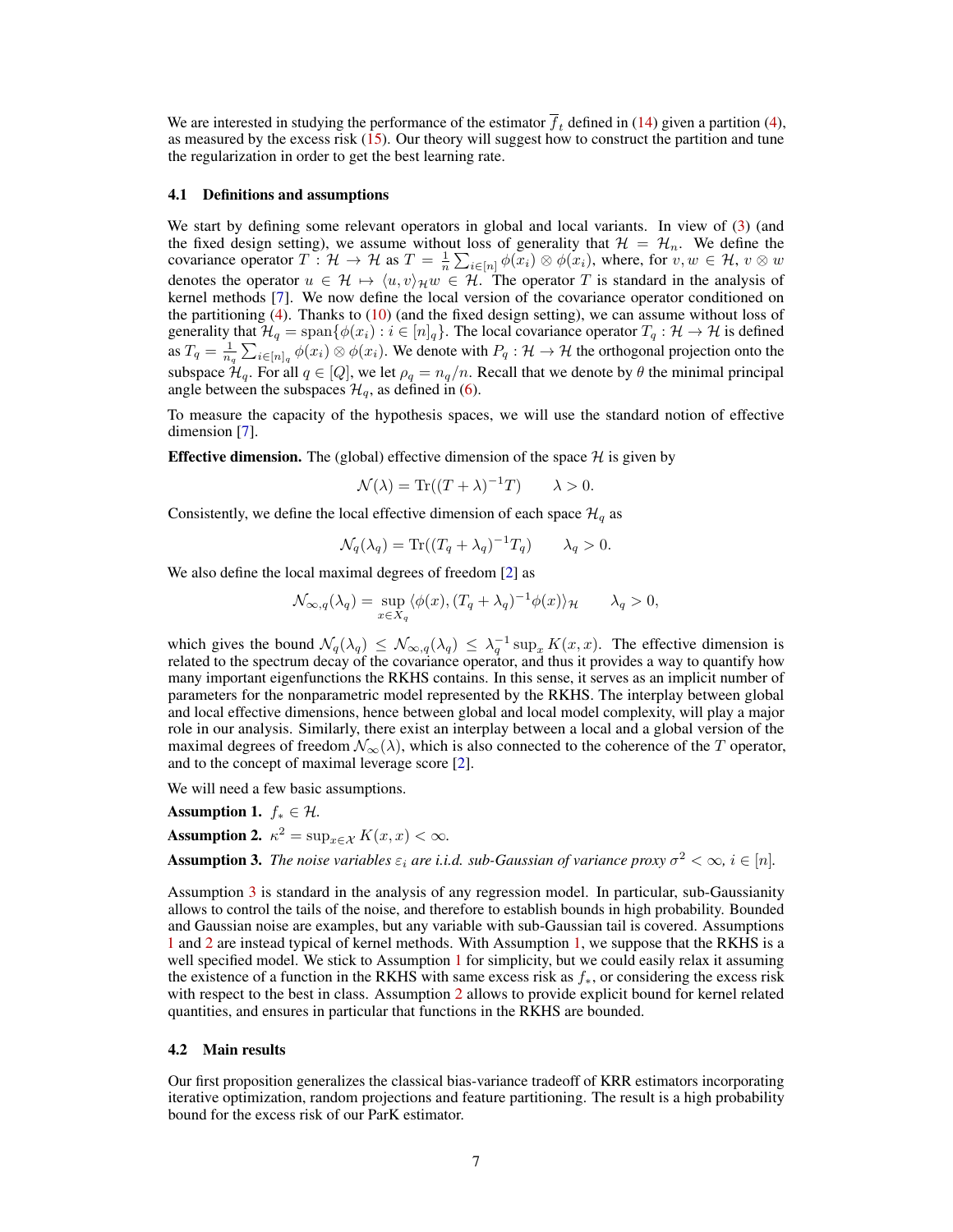We are interested in studying the performance of the estimator $\overline{f}_t$ defined in (14) given a partition (4), as measured by the excess risk (15). Our theory will suggest how to construct the partition and tune the regularization in order to get the best learning rate.

### 4.1 Definitions and assumptions

We start by defining some relevant operators in global and local variants. In view of (3) (and the fixed design setting), we assume without loss of generality that $\mathcal{H} = \mathcal{H}_n$. We define the covariance operator $T : \mathcal{H} \to \mathcal{H}$ as $T = \frac{1}{n}\sum_{i\in[n]} \phi(x_i) \otimes \phi(x_i)$, where, for $v, w \in \mathcal{H}$, $v \otimes w$ denotes the operator $u \in \mathcal{H} \mapsto \langle u, v\rangle_{\mathcal{H}} w \in \mathcal{H}$. The operator $T$ is standard in the analysis of kernel methods [7]. We now define the local version of the covariance operator conditioned on the partitioning (4). Thanks to (10) (and the fixed design setting), we can assume without loss of generality that $\mathcal{H}_q = \text{span}\{\phi(x_i) : i \in [n]_q\}$. The local covariance operator $T_q : \mathcal{H} \to \mathcal{H}$ is defined as $T_q = \frac{1}{n_q}\sum_{i\in[n]_q} \phi(x_i) \otimes \phi(x_i)$. We denote with $P_q : \mathcal{H} \to \mathcal{H}$ the orthogonal projection onto the subspace $\mathcal{H}_q$. For all $q \in [Q]$, we let $\rho_q = n_q/n$. Recall that we denote by $\theta$ the minimal principal angle between the subspaces $\mathcal{H}_q$, as defined in (6).

To measure the capacity of the hypothesis spaces, we will use the standard notion of effective dimension [7].

**Effective dimension.** The (global) effective dimension of the space $\mathcal{H}$ is given by

$$\mathcal{N}(\lambda) = \text{Tr}((T + \lambda)^{-1}T) \qquad \lambda > 0.$$

Consistently, we define the local effective dimension of each space $\mathcal{H}_q$ as

$$\mathcal{N}_q(\lambda_q) = \text{Tr}((T_q + \lambda_q)^{-1}T_q) \qquad \lambda_q > 0.$$

We also define the local maximal degrees of freedom [2] as

$$\mathcal{N}_{\infty,q}(\lambda_q) = \sup_{x\in X_q} \langle \phi(x), (T_q + \lambda_q)^{-1}\phi(x)\rangle_{\mathcal{H}} \qquad \lambda_q > 0,$$

which gives the bound $\mathcal{N}_q(\lambda_q) \leq \mathcal{N}_{\infty,q}(\lambda_q) \leq \lambda_q^{-1} \sup_x K(x, x)$. The effective dimension is related to the spectrum decay of the covariance operator, and thus it provides a way to quantify how many important eigenfunctions the RKHS contains. In this sense, it serves as an implicit number of parameters for the nonparametric model represented by the RKHS. The interplay between global and local effective dimensions, hence between global and local model complexity, will play a major role in our analysis. Similarly, there exist an interplay between a local and a global version of the maximal degrees of freedom $\mathcal{N}_\infty(\lambda)$, which is also connected to the coherence of the $T$ operator, and to the concept of maximal leverage score [2].

We will need a few basic assumptions.

**Assumption 1.** $f_* \in \mathcal{H}$.

**Assumption 2.** $\kappa^2 = \sup_{x\in\mathcal{X}} K(x, x) < \infty$.

**Assumption 3.** *The noise variables $\varepsilon_i$ are i.i.d. sub-Gaussian of variance proxy $\sigma^2 < \infty$, $i \in [n]$.*

Assumption 3 is standard in the analysis of any regression model. In particular, sub-Gaussianity allows to control the tails of the noise, and therefore to establish bounds in high probability. Bounded and Gaussian noise are examples, but any variable with sub-Gaussian tail is covered. Assumptions 1 and 2 are instead typical of kernel methods. With Assumption 1, we suppose that the RKHS is a well specified model. We stick to Assumption 1 for simplicity, but we could easily relax it assuming the existence of a function in the RKHS with same excess risk as $f_*$, or considering the excess risk with respect to the best in class. Assumption 2 allows to provide explicit bound for kernel related quantities, and ensures in particular that functions in the RKHS are bounded.

### 4.2 Main results

Our first proposition generalizes the classical bias-variance tradeoff of KRR estimators incorporating iterative optimization, random projections and feature partitioning. The result is a high probability bound for the excess risk of our ParK estimator.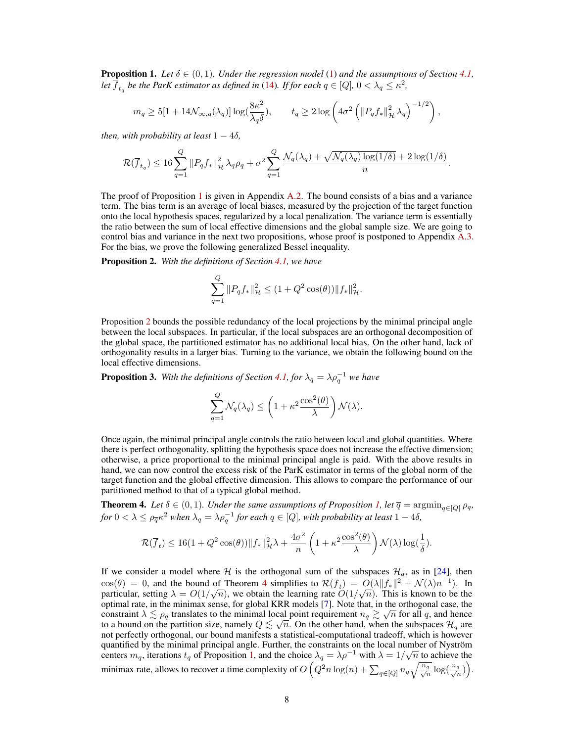**Proposition 1.** *Let $\delta \in (0,1)$. Under the regression model (1) and the assumptions of Section 4.1, let $\overline{f}_{t_q}$ be the ParK estimator as defined in (14). If for each $q \in [Q]$, $0 < \lambda_q \leq \kappa^2$,*

$$
m_q \geq 5[1 + 14\mathcal{N}_{\infty,q}(\lambda_q)] \log(\frac{8\kappa^2}{\lambda_q \delta}), \qquad t_q \geq 2 \log\left(4\sigma^2 \left(\|P_q f_*\|^2_{\mathcal{H}} \lambda_q\right)^{-1/2}\right),
$$

*then, with probability at least $1 - 4\delta$,*

$$
\mathcal{R}(\overline{f}_{t_q}) \leq 16 \sum_{q=1}^{Q} \|P_q f_*\|^2_{\mathcal{H}} \lambda_q \rho_q + \sigma^2 \sum_{q=1}^{Q} \frac{\mathcal{N}_q(\lambda_q) + \sqrt{\mathcal{N}_q(\lambda_q)\log(1/\delta)} + 2\log(1/\delta)}{n}.
$$

The proof of Proposition 1 is given in Appendix A.2. The bound consists of a bias and a variance term. The bias term is an average of local biases, measured by the projection of the target function onto the local hypothesis spaces, regularized by a local penalization. The variance term is essentially the ratio between the sum of local effective dimensions and the global sample size. We are going to control bias and variance in the next two propositions, whose proof is postponed to Appendix A.3. For the bias, we prove the following generalized Bessel inequality.

**Proposition 2.** *With the definitions of Section 4.1, we have*

$$
\sum_{q=1}^{Q} \|P_q f_*\|^2_{\mathcal{H}} \leq (1 + Q^2 \cos(\theta)) \|f_*\|^2_{\mathcal{H}}.
$$

Proposition 2 bounds the possible redundancy of the local projections by the minimal principal angle between the local subspaces. In particular, if the local subspaces are an orthogonal decomposition of the global space, the partitioned estimator has no additional local bias. On the other hand, lack of orthogonality results in a larger bias. Turning to the variance, we obtain the following bound on the local effective dimensions.

**Proposition 3.** *With the definitions of Section 4.1, for $\lambda_q = \lambda \rho_q^{-1}$ we have*

$$
\sum_{q=1}^{Q} \mathcal{N}_q(\lambda_q) \leq \left(1 + \kappa^2 \frac{\cos^2(\theta)}{\lambda}\right) \mathcal{N}(\lambda).
$$

Once again, the minimal principal angle controls the ratio between local and global quantities. Where there is perfect orthogonality, splitting the hypothesis space does not increase the effective dimension; otherwise, a price proportional to the minimal principal angle is paid. With the above results in hand, we can now control the excess risk of the ParK estimator in terms of the global norm of the target function and the global effective dimension. This allows to compare the performance of our partitioned method to that of a typical global method.

**Theorem 4.** *Let $\delta \in (0,1)$. Under the same assumptions of Proposition 1, let $\overline{q} = \operatorname{argmin}_{q \in [Q]} \rho_q$, for $0 < \lambda \leq \rho_{\overline{q}} \kappa^2$ when $\lambda_q = \lambda \rho_q^{-1}$ for each $q \in [Q]$, with probability at least $1 - 4\delta$,*

$$
\mathcal{R}(\overline{f}_t) \leq 16(1 + Q^2 \cos(\theta)) \|f_*\|^2_{\mathcal{H}} \lambda + \frac{4\sigma^2}{n} \left(1 + \kappa^2 \frac{\cos^2(\theta)}{\lambda}\right) \mathcal{N}(\lambda) \log(\frac{1}{\delta}).
$$

If we consider a model where $\mathcal{H}$ is the orthogonal sum of the subspaces $\mathcal{H}_q$, as in [24], then $\cos(\theta) = 0$, and the bound of Theorem 4 simplifies to $\mathcal{R}(\overline{f}_t) = O(\lambda \|f_*\|^2 + \mathcal{N}(\lambda) n^{-1})$. In particular, setting $\lambda = O(1/\sqrt{n})$, we obtain the learning rate $O(1/\sqrt{n})$. This is known to be the optimal rate, in the minimax sense, for global KRR models [7]. Note that, in the orthogonal case, the constraint $\lambda \lesssim \rho_q$ translates to the minimal local point requirement $n_q \gtrsim \sqrt{n}$ for all $q$, and hence to a bound on the partition size, namely $Q \lesssim \sqrt{n}$. On the other hand, when the subspaces $\mathcal{H}_q$ are not perfectly orthogonal, our bound manifests a statistical-computational tradeoff, which is however quantified by the minimal principal angle. Further, the constraints on the local number of Nyström centers $m_q$, iterations $t_q$ of Proposition 1, and the choice $\lambda_q = \lambda \rho^{-1}$ with $\lambda = 1/\sqrt{n}$ to achieve the minimax rate, allows to recover a time complexity of $O\left(Q^2 n \log(n) + \sum_{q \in [Q]} n_q \sqrt{\frac{n_q}{\sqrt{n}}} \log(\frac{n_q}{\sqrt{n}})\right)$.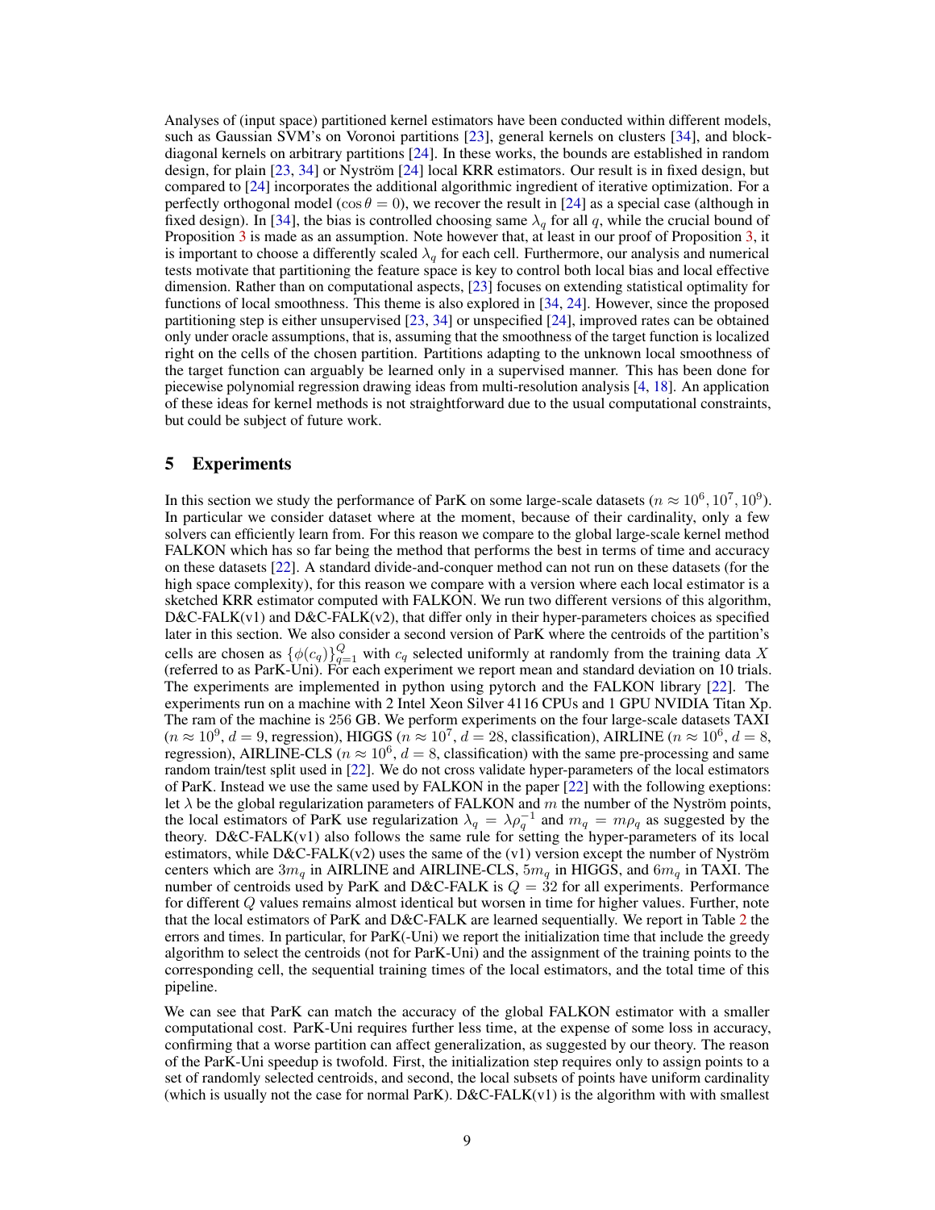Analyses of (input space) partitioned kernel estimators have been conducted within different models, such as Gaussian SVM's on Voronoi partitions [23], general kernels on clusters [34], and block-diagonal kernels on arbitrary partitions [24]. In these works, the bounds are established in random design, for plain [23, 34] or Nyström [24] local KRR estimators. Our result is in fixed design, but compared to [24] incorporates the additional algorithmic ingredient of iterative optimization. For a perfectly orthogonal model ($\cos\theta = 0$), we recover the result in [24] as a special case (although in fixed design). In [34], the bias is controlled choosing same $\lambda_q$ for all $q$, while the crucial bound of Proposition 3 is made as an assumption. Note however that, at least in our proof of Proposition 3, it is important to choose a differently scaled $\lambda_q$ for each cell. Furthermore, our analysis and numerical tests motivate that partitioning the feature space is key to control both local bias and local effective dimension. Rather than on computational aspects, [23] focuses on extending statistical optimality for functions of local smoothness. This theme is also explored in [34, 24]. However, since the proposed partitioning step is either unsupervised [23, 34] or unspecified [24], improved rates can be obtained only under oracle assumptions, that is, assuming that the smoothness of the target function is localized right on the cells of the chosen partition. Partitions adapting to the unknown local smoothness of the target function can arguably be learned only in a supervised manner. This has been done for piecewise polynomial regression drawing ideas from multi-resolution analysis [4, 18]. An application of these ideas for kernel methods is not straightforward due to the usual computational constraints, but could be subject of future work.

## 5 Experiments

In this section we study the performance of ParK on some large-scale datasets ($n \approx 10^6, 10^7, 10^9$). In particular we consider dataset where at the moment, because of their cardinality, only a few solvers can efficiently learn from. For this reason we compare to the global large-scale kernel method FALKON which has so far being the method that performs the best in terms of time and accuracy on these datasets [22]. A standard divide-and-conquer method can not run on these datasets (for the high space complexity), for this reason we compare with a version where each local estimator is a sketched KRR estimator computed with FALKON. We run two different versions of this algorithm, D&C-FALK(v1) and D&C-FALK(v2), that differ only in their hyper-parameters choices as specified later in this section. We also consider a second version of ParK where the centroids of the partition's cells are chosen as $\{\phi(c_q)\}_{q=1}^{Q}$ with $c_q$ selected uniformly at randomly from the training data $X$ (referred to as ParK-Uni). For each experiment we report mean and standard deviation on 10 trials. The experiments are implemented in python using pytorch and the FALKON library [22]. The experiments run on a machine with 2 Intel Xeon Silver 4116 CPUs and 1 GPU NVIDIA Titan Xp. The ram of the machine is 256 GB. We perform experiments on the four large-scale datasets TAXI ($n \approx 10^9$, $d = 9$, regression), HIGGS ($n \approx 10^7$, $d = 28$, classification), AIRLINE ($n \approx 10^6$, $d = 8$, regression), AIRLINE-CLS ($n \approx 10^6$, $d = 8$, classification) with the same pre-processing and same random train/test split used in [22]. We do not cross validate hyper-parameters of the local estimators of ParK. Instead we use the same used by FALKON in the paper [22] with the following exeptions: let $\lambda$ be the global regularization parameters of FALKON and $m$ the number of the Nyström points, the local estimators of ParK use regularization $\lambda_q = \lambda\rho_q^{-1}$ and $m_q = m\rho_q$ as suggested by the theory. D&C-FALK(v1) also follows the same rule for setting the hyper-parameters of its local estimators, while D&C-FALK(v2) uses the same of the (v1) version except the number of Nyström centers which are $3m_q$ in AIRLINE and AIRLINE-CLS, $5m_q$ in HIGGS, and $6m_q$ in TAXI. The number of centroids used by ParK and D&C-FALK is $Q = 32$ for all experiments. Performance for different $Q$ values remains almost identical but worsen in time for higher values. Further, note that the local estimators of ParK and D&C-FALK are learned sequentially. We report in Table 2 the errors and times. In particular, for ParK(-Uni) we report the initialization time that include the greedy algorithm to select the centroids (not for ParK-Uni) and the assignment of the training points to the corresponding cell, the sequential training times of the local estimators, and the total time of this pipeline.

We can see that ParK can match the accuracy of the global FALKON estimator with a smaller computational cost. ParK-Uni requires further less time, at the expense of some loss in accuracy, confirming that a worse partition can affect generalization, as suggested by our theory. The reason of the ParK-Uni speedup is twofold. First, the initialization step requires only to assign points to a set of randomly selected centroids, and second, the local subsets of points have uniform cardinality (which is usually not the case for normal ParK). D&C-FALK(v1) is the algorithm with with smallest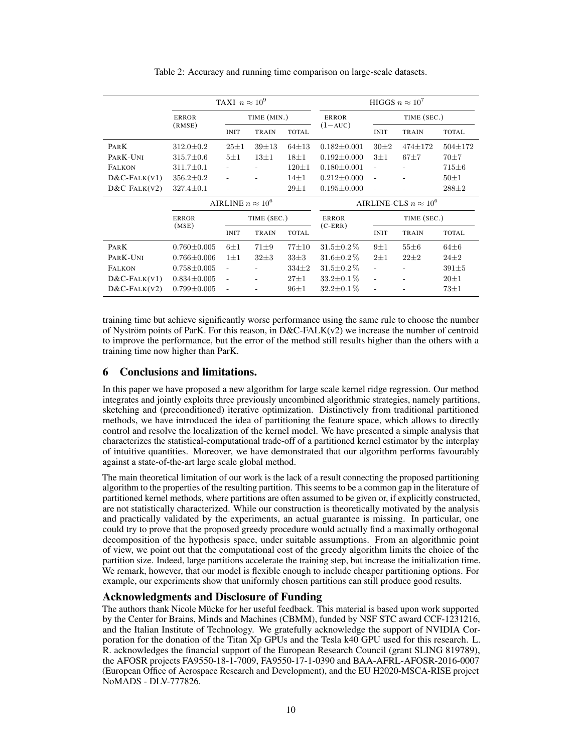Table 2: Accuracy and running time comparison on large-scale datasets.

| | TAXI $n \approx 10^9$ | | | | HIGGS $n \approx 10^7$ | | | |
|---|---|---|---|---|---|---|---|---|
| | ERROR (RMSE) | TIME (MIN.) | | | ERROR $(1-\text{AUC})$ | TIME (SEC.) | | |
| | | INIT | TRAIN | TOTAL | | INIT | TRAIN | TOTAL |
| PARK | $312.0 \pm 0.2$ | $25 \pm 1$ | $39 \pm 13$ | $64 \pm 13$ | $0.182 \pm 0.001$ | $30 \pm 2$ | $474 \pm 172$ | $504 \pm 172$ |
| PARK-UNI | $315.7 \pm 0.6$ | $5 \pm 1$ | $13 \pm 1$ | $18 \pm 1$ | $0.192 \pm 0.000$ | $3 \pm 1$ | $67 \pm 7$ | $70 \pm 7$ |
| FALKON | $311.7 \pm 0.1$ | - | - | $120 \pm 1$ | $0.180 \pm 0.001$ | - | - | $715 \pm 6$ |
| D&C-FALK(V1) | $356.2 \pm 0.2$ | - | - | $14 \pm 1$ | $0.212 \pm 0.000$ | - | - | $50 \pm 1$ |
| D&C-FALK(V2) | $327.4 \pm 0.1$ | - | - | $29 \pm 1$ | $0.195 \pm 0.000$ | - | - | $288 \pm 2$ |
| | AIRLINE $n \approx 10^6$ | | | | AIRLINE-CLS $n \approx 10^6$ | | | |
| | ERROR (MSE) | TIME (SEC.) | | | ERROR (C-ERR) | TIME (SEC.) | | |
| | | INIT | TRAIN | TOTAL | | INIT | TRAIN | TOTAL |
| PARK | $0.760 \pm 0.005$ | $6 \pm 1$ | $71 \pm 9$ | $77 \pm 10$ | $31.5 \pm 0.2\,\%$ | $9 \pm 1$ | $55 \pm 6$ | $64 \pm 6$ |
| PARK-UNI | $0.766 \pm 0.006$ | $1 \pm 1$ | $32 \pm 3$ | $33 \pm 3$ | $31.6 \pm 0.2\,\%$ | $2 \pm 1$ | $22 \pm 2$ | $24 \pm 2$ |
| FALKON | $0.758 \pm 0.005$ | - | - | $334 \pm 2$ | $31.5 \pm 0.2\,\%$ | - | - | $391 \pm 5$ |
| D&C-FALK(V1) | $0.834 \pm 0.005$ | - | - | $27 \pm 1$ | $33.2 \pm 0.1\,\%$ | - | - | $20 \pm 1$ |
| D&C-FALK(V2) | $0.799 \pm 0.005$ | - | - | $96 \pm 1$ | $32.2 \pm 0.1\,\%$ | - | - | $73 \pm 1$ |

training time but achieve significantly worse performance using the same rule to choose the number of Nyström points of ParK. For this reason, in D&C-FALK(v2) we increase the number of centroid to improve the performance, but the error of the method still results higher than the others with a training time now higher than ParK.

## 6 Conclusions and limitations.

In this paper we have proposed a new algorithm for large scale kernel ridge regression. Our method integrates and jointly exploits three previously uncombined algorithmic strategies, namely partitions, sketching and (preconditioned) iterative optimization. Distinctively from traditional partitioned methods, we have introduced the idea of partitioning the feature space, which allows to directly control and resolve the localization of the kernel model. We have presented a simple analysis that characterizes the statistical-computational trade-off of a partitioned kernel estimator by the interplay of intuitive quantities. Moreover, we have demonstrated that our algorithm performs favourably against a state-of-the-art large scale global method.

The main theoretical limitation of our work is the lack of a result connecting the proposed partitioning algorithm to the properties of the resulting partition. This seems to be a common gap in the literature of partitioned kernel methods, where partitions are often assumed to be given or, if explicitly constructed, are not statistically characterized. While our construction is theoretically motivated by the analysis and practically validated by the experiments, an actual guarantee is missing. In particular, one could try to prove that the proposed greedy procedure would actually find a maximally orthogonal decomposition of the hypothesis space, under suitable assumptions. From an algorithmic point of view, we point out that the computational cost of the greedy algorithm limits the choice of the partition size. Indeed, large partitions accelerate the training step, but increase the initialization time. We remark, however, that our model is flexible enough to include cheaper partitioning options. For example, our experiments show that uniformly chosen partitions can still produce good results.

## Acknowledgments and Disclosure of Funding

The authors thank Nicole Mücke for her useful feedback. This material is based upon work supported by the Center for Brains, Minds and Machines (CBMM), funded by NSF STC award CCF-1231216, and the Italian Institute of Technology. We gratefully acknowledge the support of NVIDIA Corporation for the donation of the Titan Xp GPUs and the Tesla k40 GPU used for this research. L. R. acknowledges the financial support of the European Research Council (grant SLING 819789), the AFOSR projects FA9550-18-1-7009, FA9550-17-1-0390 and BAA-AFRL-AFOSR-2016-0007 (European Office of Aerospace Research and Development), and the EU H2020-MSCA-RISE project NoMADS - DLV-777826.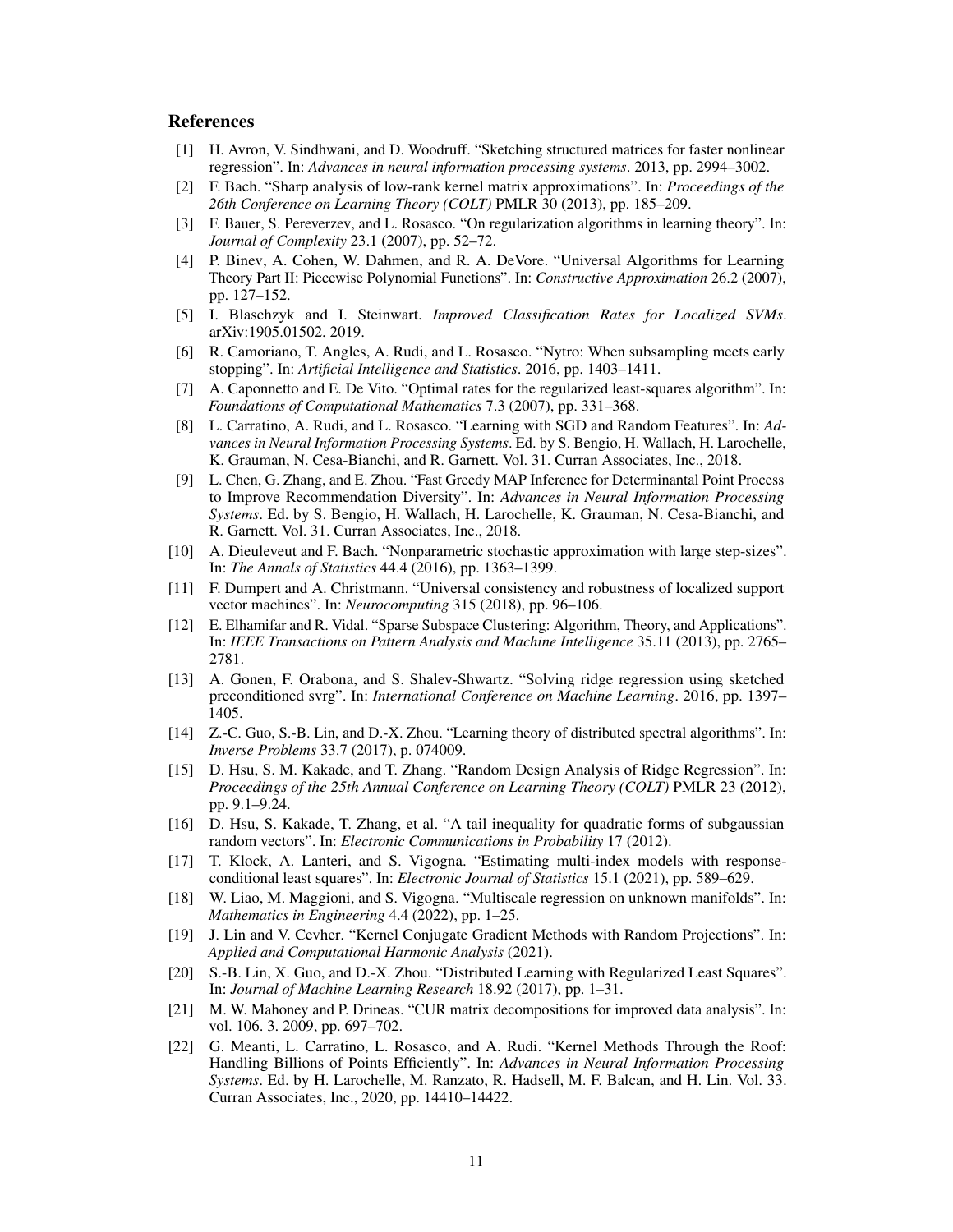## References

[1] H. Avron, V. Sindhwani, and D. Woodruff. "Sketching structured matrices for faster nonlinear regression". In: *Advances in neural information processing systems*. 2013, pp. 2994–3002.

[2] F. Bach. "Sharp analysis of low-rank kernel matrix approximations". In: *Proceedings of the 26th Conference on Learning Theory (COLT)* PMLR 30 (2013), pp. 185–209.

[3] F. Bauer, S. Pereverzev, and L. Rosasco. "On regularization algorithms in learning theory". In: *Journal of Complexity* 23.1 (2007), pp. 52–72.

[4] P. Binev, A. Cohen, W. Dahmen, and R. A. DeVore. "Universal Algorithms for Learning Theory Part II: Piecewise Polynomial Functions". In: *Constructive Approximation* 26.2 (2007), pp. 127–152.

[5] I. Blaschzyk and I. Steinwart. *Improved Classification Rates for Localized SVMs*. arXiv:1905.01502. 2019.

[6] R. Camoriano, T. Angles, A. Rudi, and L. Rosasco. "Nytro: When subsampling meets early stopping". In: *Artificial Intelligence and Statistics*. 2016, pp. 1403–1411.

[7] A. Caponnetto and E. De Vito. "Optimal rates for the regularized least-squares algorithm". In: *Foundations of Computational Mathematics* 7.3 (2007), pp. 331–368.

[8] L. Carratino, A. Rudi, and L. Rosasco. "Learning with SGD and Random Features". In: *Advances in Neural Information Processing Systems*. Ed. by S. Bengio, H. Wallach, H. Larochelle, K. Grauman, N. Cesa-Bianchi, and R. Garnett. Vol. 31. Curran Associates, Inc., 2018.

[9] L. Chen, G. Zhang, and E. Zhou. "Fast Greedy MAP Inference for Determinantal Point Process to Improve Recommendation Diversity". In: *Advances in Neural Information Processing Systems*. Ed. by S. Bengio, H. Wallach, H. Larochelle, K. Grauman, N. Cesa-Bianchi, and R. Garnett. Vol. 31. Curran Associates, Inc., 2018.

[10] A. Dieuleveut and F. Bach. "Nonparametric stochastic approximation with large step-sizes". In: *The Annals of Statistics* 44.4 (2016), pp. 1363–1399.

[11] F. Dumpert and A. Christmann. "Universal consistency and robustness of localized support vector machines". In: *Neurocomputing* 315 (2018), pp. 96–106.

[12] E. Elhamifar and R. Vidal. "Sparse Subspace Clustering: Algorithm, Theory, and Applications". In: *IEEE Transactions on Pattern Analysis and Machine Intelligence* 35.11 (2013), pp. 2765–2781.

[13] A. Gonen, F. Orabona, and S. Shalev-Shwartz. "Solving ridge regression using sketched preconditioned svrg". In: *International Conference on Machine Learning*. 2016, pp. 1397–1405.

[14] Z.-C. Guo, S.-B. Lin, and D.-X. Zhou. "Learning theory of distributed spectral algorithms". In: *Inverse Problems* 33.7 (2017), p. 074009.

[15] D. Hsu, S. M. Kakade, and T. Zhang. "Random Design Analysis of Ridge Regression". In: *Proceedings of the 25th Annual Conference on Learning Theory (COLT)* PMLR 23 (2012), pp. 9.1–9.24.

[16] D. Hsu, S. Kakade, T. Zhang, et al. "A tail inequality for quadratic forms of subgaussian random vectors". In: *Electronic Communications in Probability* 17 (2012).

[17] T. Klock, A. Lanteri, and S. Vigogna. "Estimating multi-index models with response-conditional least squares". In: *Electronic Journal of Statistics* 15.1 (2021), pp. 589–629.

[18] W. Liao, M. Maggioni, and S. Vigogna. "Multiscale regression on unknown manifolds". In: *Mathematics in Engineering* 4.4 (2022), pp. 1–25.

[19] J. Lin and V. Cevher. "Kernel Conjugate Gradient Methods with Random Projections". In: *Applied and Computational Harmonic Analysis* (2021).

[20] S.-B. Lin, X. Guo, and D.-X. Zhou. "Distributed Learning with Regularized Least Squares". In: *Journal of Machine Learning Research* 18.92 (2017), pp. 1–31.

[21] M. W. Mahoney and P. Drineas. "CUR matrix decompositions for improved data analysis". In: vol. 106. 3. 2009, pp. 697–702.

[22] G. Meanti, L. Carratino, L. Rosasco, and A. Rudi. "Kernel Methods Through the Roof: Handling Billions of Points Efficiently". In: *Advances in Neural Information Processing Systems*. Ed. by H. Larochelle, M. Ranzato, R. Hadsell, M. F. Balcan, and H. Lin. Vol. 33. Curran Associates, Inc., 2020, pp. 14410–14422.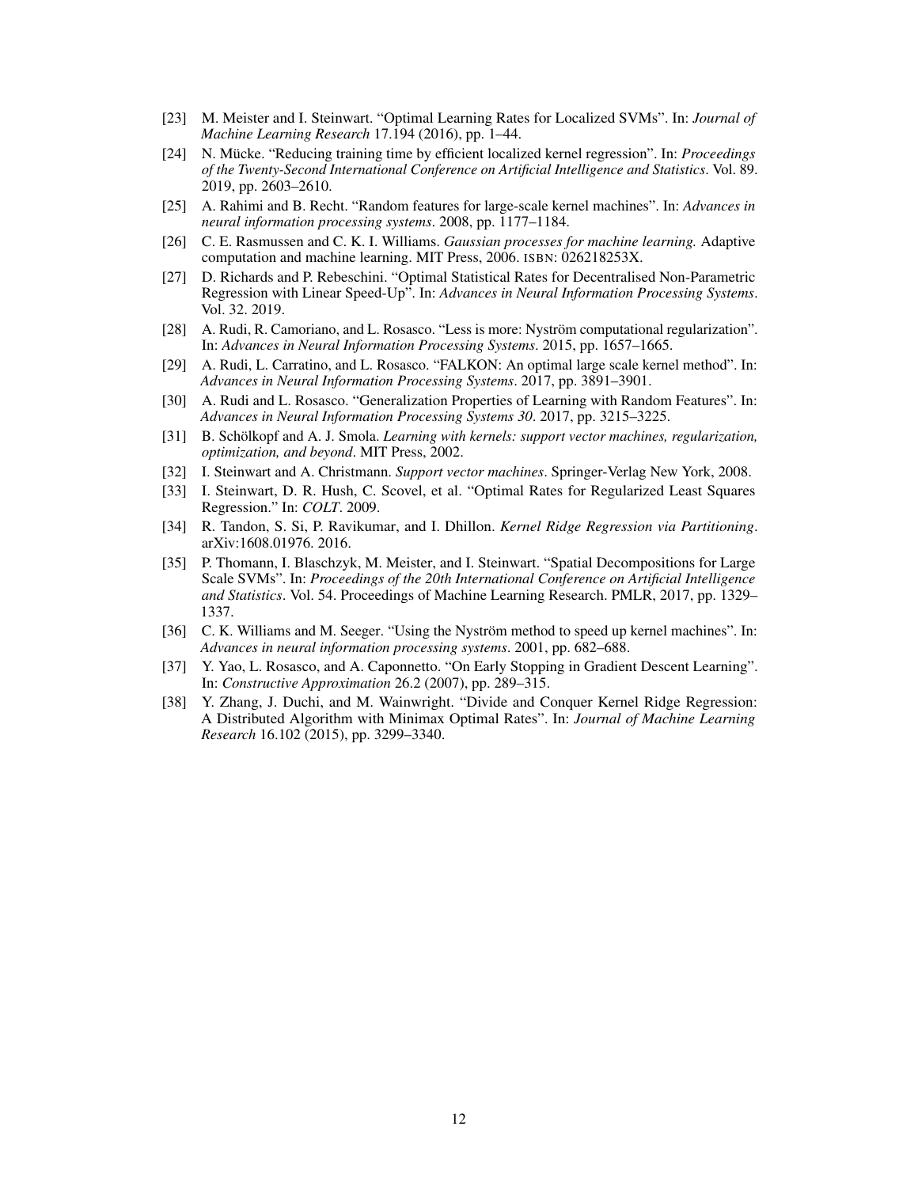[23] M. Meister and I. Steinwart. “Optimal Learning Rates for Localized SVMs”. In: *Journal of Machine Learning Research* 17.194 (2016), pp. 1–44.

[24] N. Mücke. “Reducing training time by efficient localized kernel regression”. In: *Proceedings of the Twenty-Second International Conference on Artificial Intelligence and Statistics*. Vol. 89. 2019, pp. 2603–2610.

[25] A. Rahimi and B. Recht. “Random features for large-scale kernel machines”. In: *Advances in neural information processing systems*. 2008, pp. 1177–1184.

[26] C. E. Rasmussen and C. K. I. Williams. *Gaussian processes for machine learning.* Adaptive computation and machine learning. MIT Press, 2006. ISBN: 026218253X.

[27] D. Richards and P. Rebeschini. “Optimal Statistical Rates for Decentralised Non-Parametric Regression with Linear Speed-Up”. In: *Advances in Neural Information Processing Systems*. Vol. 32. 2019.

[28] A. Rudi, R. Camoriano, and L. Rosasco. “Less is more: Nyström computational regularization”. In: *Advances in Neural Information Processing Systems*. 2015, pp. 1657–1665.

[29] A. Rudi, L. Carratino, and L. Rosasco. “FALKON: An optimal large scale kernel method”. In: *Advances in Neural Information Processing Systems*. 2017, pp. 3891–3901.

[30] A. Rudi and L. Rosasco. “Generalization Properties of Learning with Random Features”. In: *Advances in Neural Information Processing Systems 30*. 2017, pp. 3215–3225.

[31] B. Schölkopf and A. J. Smola. *Learning with kernels: support vector machines, regularization, optimization, and beyond*. MIT Press, 2002.

[32] I. Steinwart and A. Christmann. *Support vector machines*. Springer-Verlag New York, 2008.

[33] I. Steinwart, D. R. Hush, C. Scovel, et al. “Optimal Rates for Regularized Least Squares Regression.” In: *COLT*. 2009.

[34] R. Tandon, S. Si, P. Ravikumar, and I. Dhillon. *Kernel Ridge Regression via Partitioning*. arXiv:1608.01976. 2016.

[35] P. Thomann, I. Blaschzyk, M. Meister, and I. Steinwart. “Spatial Decompositions for Large Scale SVMs”. In: *Proceedings of the 20th International Conference on Artificial Intelligence and Statistics*. Vol. 54. Proceedings of Machine Learning Research. PMLR, 2017, pp. 1329–1337.

[36] C. K. Williams and M. Seeger. “Using the Nyström method to speed up kernel machines”. In: *Advances in neural information processing systems*. 2001, pp. 682–688.

[37] Y. Yao, L. Rosasco, and A. Caponnetto. “On Early Stopping in Gradient Descent Learning”. In: *Constructive Approximation* 26.2 (2007), pp. 289–315.

[38] Y. Zhang, J. Duchi, and M. Wainwright. “Divide and Conquer Kernel Ridge Regression: A Distributed Algorithm with Minimax Optimal Rates”. In: *Journal of Machine Learning Research* 16.102 (2015), pp. 3299–3340.